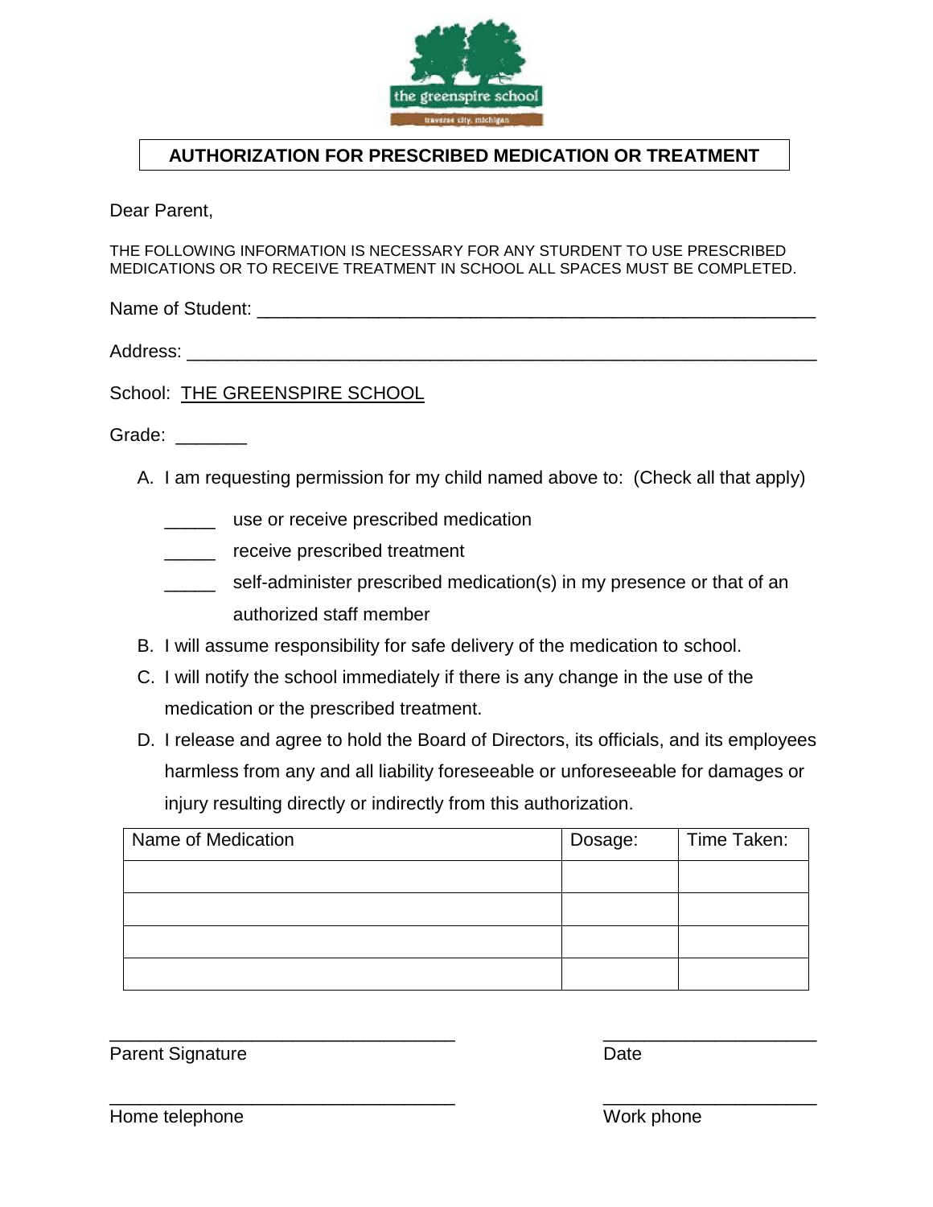the greenspire school

traverse city, michigan

# AUTHORIZATION FOR PRESCRIBED MEDICATION OR TREATMENT

Dear Parent,

THE FOLLOWING INFORMATION IS NECESSARY FOR ANY STURDENT TO USE PRESCRIBED MEDICATIONS OR TO RECEIVE TREATMENT IN SCHOOL ALL SPACES MUST BE COMPLETED.

Name of Student: ___________________________________________________________

Address: ________________________________________________________________

School: THE GREENSPIRE SCHOOL

Grade: _______

A. I am requesting permission for my child named above to: (Check all that apply)

   _____ use or receive prescribed medication

   _____ receive prescribed treatment

   _____ self-administer prescribed medication(s) in my presence or that of an authorized staff member

B. I will assume responsibility for safe delivery of the medication to school.

C. I will notify the school immediately if there is any change in the use of the medication or the prescribed treatment.

D. I release and agree to hold the Board of Directors, its officials, and its employees harmless from any and all liability foreseeable or unforeseeable for damages or injury resulting directly or indirectly from this authorization.

| Name of Medication | Dosage: | Time Taken: |
| --- | --- | --- |
| | | |
| | | |
| | | |
| | | |

___________________________________ Parent Signature

_____________________ Date

___________________________________ Home telephone

_____________________ Work phone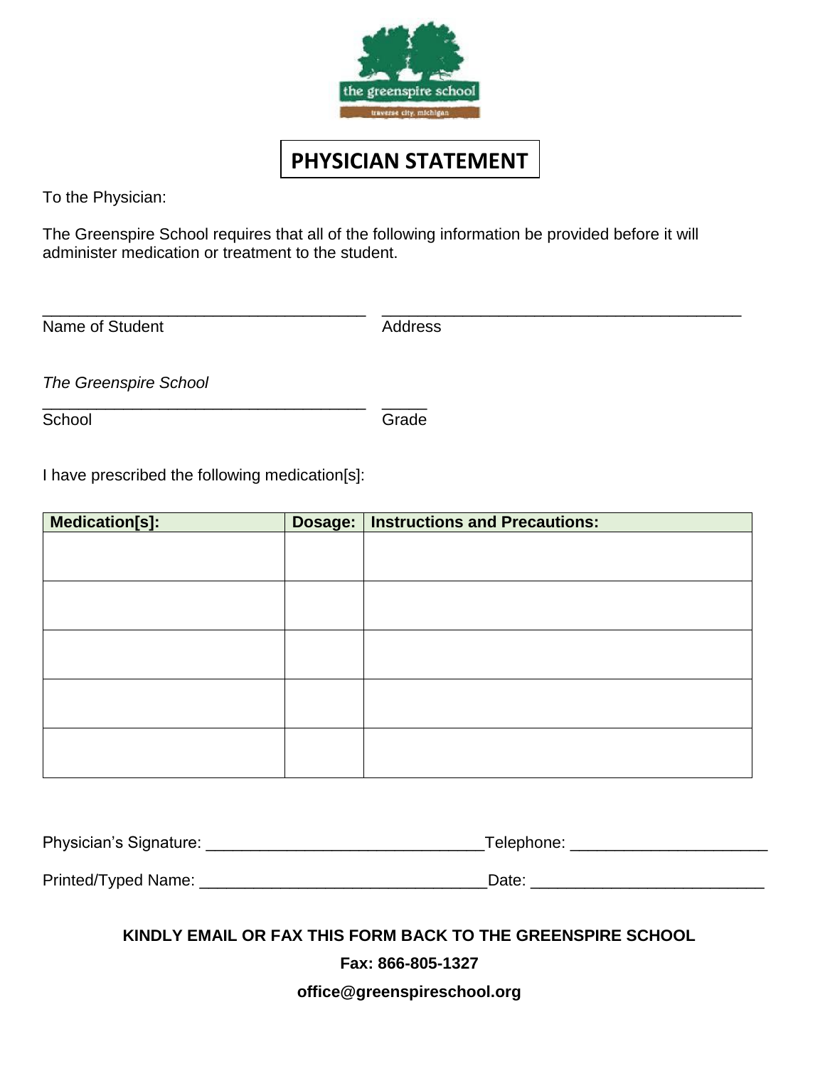# PHYSICIAN STATEMENT

To the Physician:

The Greenspire School requires that all of the following information be provided before it will administer medication or treatment to the student.

_____________________________________ _________________________________________
Name of Student Address

*The Greenspire School*
_____________________________________ _____
School Grade

I have prescribed the following medication[s]:

| Medication[s]: | Dosage: | Instructions and Precautions: |
|---|---|---|
| | | |
| | | |
| | | |
| | | |
| | | |

Physician's Signature: _______________________________Telephone: ______________________

Printed/Typed Name: _________________________________Date: __________________________

**KINDLY EMAIL OR FAX THIS FORM BACK TO THE GREENSPIRE SCHOOL**

**Fax: 866-805-1327**

**office@greenspireschool.org**